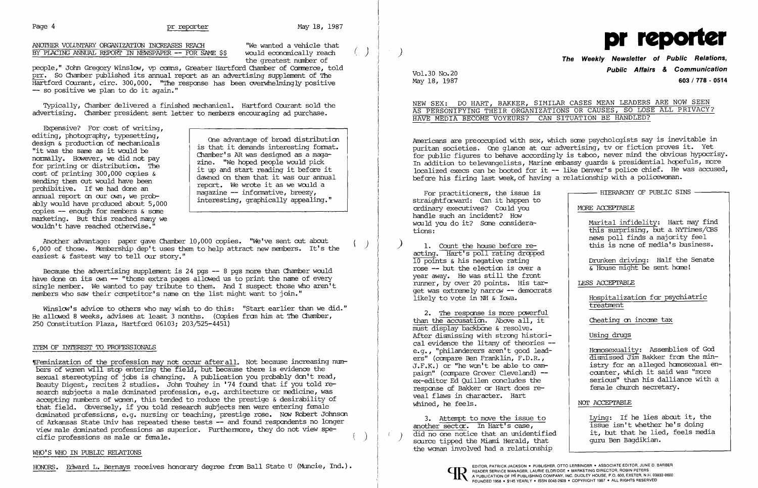## ANOTHER VOLUNTARY ORGANIZATION INCREASES REACH BY PLACING ANNUAL REPORT IN NEWSPAPER -- FOR SAME $$

"We wanted a vehicle that would economically reach the greatest number of people," John Gregory Winslow, vp comns, Greater Hartford Chamber of Commerce, told prr. So Chamber published its annual report as an advertising supplement of The Hartford Courant, circ. 300,000. "The response has been overwhelmingly positive -- so positive we plan to do it again."

Typically, Chamber delivered a finished mechanical. Hartford Courant sold the advertising. Chamber president sent letter to members encouraging ad purchase.

Expensive? For cost of writing, editing, photography, typesetting, design & production of mechanicals "it was the same as it would be normally. However, we did not pay for printing or distribution. The cost of printing 300,000 copies & sending them out would have been prohibitive. If we had done an annual report on our own, we probably would have produced about 5,000 copies -- enough for members & some marketing. But this reached many we wouldn't have reached otherwise."

> One advantage of broad distribution is that it demands interesting format. Chamber's AR was designed as a magazine. "We hoped people would pick it up and start reading it before it dawned on them that it was our annual report. We wrote it as we would a magazine -- informative, breezy, interesting, graphically appealing."

Another advantage: paper gave Chamber 10,000 copies. "We've sent out about 6,000 of those. Membership dep't uses them to help attract new members. It's the easiest & fastest way to tell our story."

Because the advertising supplement is 24 pgs -- 8 pgs more than Chamber would have done on its own -- "those extra pages allowed us to print the name of every single member. We wanted to pay tribute to them. And I suspect those who aren't members who saw their competitor's name on the list might want to join."

Winslow's advice to others who may wish to do this: "Start earlier than we did." He allowed 8 weeks, advises at least 3 months. (Copies from him at The Chamber, 250 Constitution Plaza, Hartford 06103; 203/525-4451)

## ITEM OF INTEREST TO PROFESSIONALS

¶Feminization of the profession may not occur after all. Not because increasing numbers of women will stop entering the field, but because there is evidence the sexual stereotyping of jobs is changing. A publication you probably don't read, Beauty Digest, recites 2 studies. John Touhey in '74 found that if you told research subjects a male dominated profession, e.g. architecture or medicine, was accepting numbers of women, this tended to reduce the prestige & desirability of that field. Obversely, if you told research subjects men were entering female dominated professions, e.g. nursing or teaching, prestige rose. Now Robert Johnson of Arkansas State Univ has repeated these tests -- and found respondents no longer view male dominated professions as superior. Furthermore, they do not view specific professions as male or female.

## WHO'S WHO IN PUBLIC RELATIONS

HONORS. Edward L. Bernays receives honorary degree from Ball State U (Muncie, Ind.).

# pr reporter

**The Weekly Newsletter of Public Relations, Public Affairs & Communication**

Vol.30 No.20
May 18, 1987

603 / 778 - 0514

## NEW SEX: DO HART, BAKKER, SIMILAR CASES MEAN LEADERS ARE NOW SEEN AS PERSONIFYING THEIR ORGANIZATIONS OR CAUSES, SO LOSE ALL PRIVACY? HAVE MEDIA BECOME VOYEURS? CAN SITUATION BE HANDLED?

Americans are preoccupied with sex, which some psychologists say is inevitable in puritan societies. One glance at our advertising, tv or fiction proves it. Yet for public figures to behave accordingly is taboo, never mind the obvious hypocrisy. In addition to televangelists, Marine embassy guards & presidential hopefuls, more localized execs can be booted for it -- like Denver's police chief. He was accused, before his firing last week, of having a relationship with a policewoman.

For practitioners, the issue is straightforward: Can it happen to ordinary executives? Could you handle such an incident? How would you do it? Some considerations:

1. Count the house before reacting. Hart's poll rating dropped 10 points & his negative rating rose -- but the election is over a year away. He was still the front runner, by over 20 points. His target was extremely narrow -- democrats likely to vote in NH & Iowa.

2. The response is more powerful than the accusation. Above all, it must display backbone & resolve. After dismissing with strong historical evidence the litany of theories -- e.g., "philanderers aren't good leaders" (compare Ben Franklin, F.D.R., J.F.K.) or "he won't be able to campaign" (compare Grover Cleveland) -- ex-editor Ed Quillen concludes the response of Bakker or Hart does reveal flaws in character. Hart whined, he feels.

3. Attempt to move the issue to another sector. In Hart's case, did no one notice that an unidentified source tipped the Miami Herald, that the woman involved had a relationship

> **HIERARCHY OF PUBLIC SINS**
>
> MORE ACCEPTABLE
>
> Marital infidelity: Hart may find this surprising, but a NYTimes/CBS news poll finds a majority feel this is none of media's business.
>
> Drunken driving: Half the Senate & House might be sent home!
>
> LESS ACCEPTABLE
>
> Hospitalization for psychiatric treatment
>
> Cheating on income tax
>
> Using drugs
>
> Homosexuality: Assemblies of God dismissed Jim Bakker from the ministry for an alleged homosexual encounter, which it said was "more serious" than his dalliance with a female church secretary.
>
> NOT ACCEPTABLE
>
> Lying: If he lies about it, the issue isn't whether he's doing it, but that he lied, feels media guru Ben Bagdikian.

EDITOR, PATRICK JACKSON • PUBLISHER, OTTO LERBINGER • ASSOCIATE EDITOR, JUNE D. BARBER
READER SERVICE MANAGER, LAURIE ELDRIDGE • MARKETING DIRECTOR, ROBIN PETERS
A PUBLICATION OF PR PUBLISHING COMPANY, INC. DUDLEY HOUSE, P.O. 600, EXETER, N.H. 03833-0600
FOUNDED 1958 • $145 YEARLY • ISSN 0048-2609 • COPYRIGHT 1987 • ALL RIGHTS RESERVED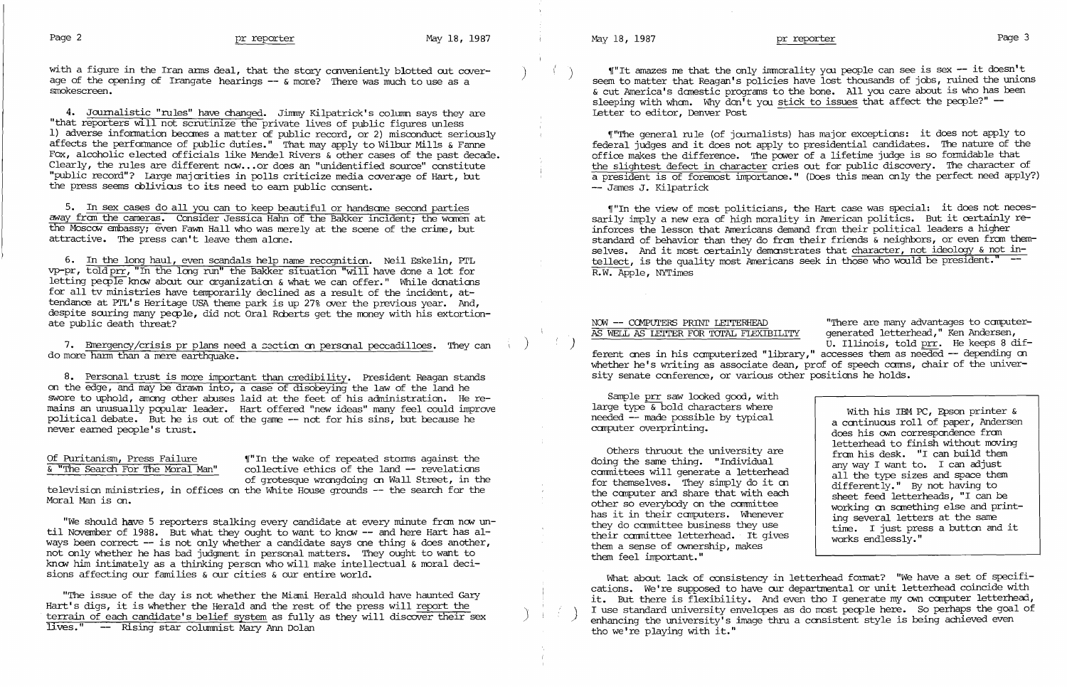with a figure in the Iran arms deal, that the story conveniently blotted out coverage of the opening of Irangate hearings -- & more? There was much to use as a smokescreen.

4. Journalistic "rules" have changed. Jimmy Kilpatrick's column says they are "that reporters will not scrutinize the private lives of public figures unless 1) adverse information becomes a matter of public record, or 2) misconduct seriously affects the performance of public duties." That may apply to Wilbur Mills & Fanne Fox, alcoholic elected officials like Mendel Rivers & other cases of the past decade. Clearly, the rules are different now...or does an "unidentified source" constitute "public record"? Large majorities in polls criticize media coverage of Hart, but the press seems oblivious to its need to earn public consent.

5. In sex cases do all you can to keep beautiful or handsome second parties away from the cameras. Consider Jessica Hahn of the Bakker incident; the women at the Moscow embassy; even Fawn Hall who was merely at the scene of the crime, but attractive. The press can't leave them alone.

6. In the long haul, even scandals help name recognition. Neil Eskelin, PTL vp-pr, told prr, "In the long run" the Bakker situation "will have done a lot for letting people know about our organization & what we can offer." While donations for all tv ministries have temporarily declined as a result of the incident, attendance at PTL's Heritage USA theme park is up 27% over the previous year. And, despite souring many people, did not Oral Roberts get the money with his extortionate public death threat?

7. Emergency/crisis pr plans need a section on personal peccadilloes. They can do more harm than a mere earthquake.

8. Personal trust is more important than credibility. President Reagan stands on the edge, and may be drawn into, a case of disobeying the law of the land he swore to uphold, among other abuses laid at the feet of his administration. He remains an unusually popular leader. Hart offered "new ideas" many feel could improve political debate. But he is out of the game -- not for his sins, but because he never earned people's trust.

## Of Puritanism, Press Failure & "The Search For The Moral Man"

¶"In the wake of repeated storms against the collective ethics of the land -- revelations of grotesque wrongdoing on Wall Street, in the television ministries, in offices on the White House grounds -- the search for the Moral Man is on.

"We should have 5 reporters stalking every candidate at every minute from now until November of 1988. But what they ought to want to know -- and here Hart has always been correct -- is not only whether a candidate says one thing & does another, not only whether he has bad judgment in personal matters. They ought to want to know him intimately as a thinking person who will make intellectual & moral decisions affecting our families & our cities & our entire world.

"The issue of the day is not whether the Miami Herald should have haunted Gary Hart's digs, it is whether the Herald and the rest of the press will report the terrain of each candidate's belief system as fully as they will discover their sex lives." -- Rising star columnist Mary Ann Dolan

¶"It amazes me that the only immorality you people can see is sex -- it doesn't seem to matter that Reagan's policies have lost thousands of jobs, ruined the unions & cut America's domestic programs to the bone. All you care about is who has been sleeping with whom. Why don't you stick to issues that affect the people?" -- Letter to editor, Denver Post

¶"The general rule (of journalists) has major exceptions: it does not apply to federal judges and it does not apply to presidential candidates. The nature of the office makes the difference. The power of a lifetime judge is so formidable that the slightest defect in character cries out for public discovery. The character of a president is of foremost importance." (Does this mean only the perfect need apply?) -- James J. Kilpatrick

¶"In the view of most politicians, the Hart case was special: it does not necessarily imply a new era of high morality in American politics. But it certainly reinforces the lesson that Americans demand from their political leaders a higher standard of behavior than they do from their friends & neighbors, or even from themselves. And it most certainly demonstrates that character, not ideology & not intellect, is the quality most Americans seek in those who would be president." -- R.W. Apple, NYTimes

## NOW -- COMPUTERS PRINT LETTERHEAD AS WELL AS LETTER FOR TOTAL FLEXIBILITY

"There are many advantages to computer-generated letterhead," Ken Andersen, U. Illinois, told prr. He keeps 8 different ones in his computerized "library," accesses them as needed -- depending on whether he's writing as associate dean, prof of speech comns, chair of the university senate conference, or various other positions he holds.

Sample prr saw looked good, with large type & bold characters where needed -- made possible by typical computer overprinting.

Others thruout the university are doing the same thing. "Individual committees will generate a letterhead for themselves. They simply do it on the computer and share that with each other so everybody on the committee has it in their computers. Whenever they do committee business they use their committee letterhead. It gives them a sense of ownership, makes them feel important."

> With his IBM PC, Epson printer & a continuous roll of paper, Andersen does his own correspondence from letterhead to finish without moving from his desk. "I can build them any way I want to. I can adjust all the type sizes and space them differently." By not having to sheet feed letterheads, "I can be working on something else and printing several letters at the same time. I just press a button and it works endlessly."

What about lack of consistency in letterhead format? "We have a set of specifications. We're supposed to have our departmental or unit letterhead coincide with it. But there is flexibility. And even tho I generate my own computer letterhead, I use standard university envelopes as do most people here. So perhaps the goal of enhancing the university's image thru a consistent style is being achieved even tho we're playing with it."